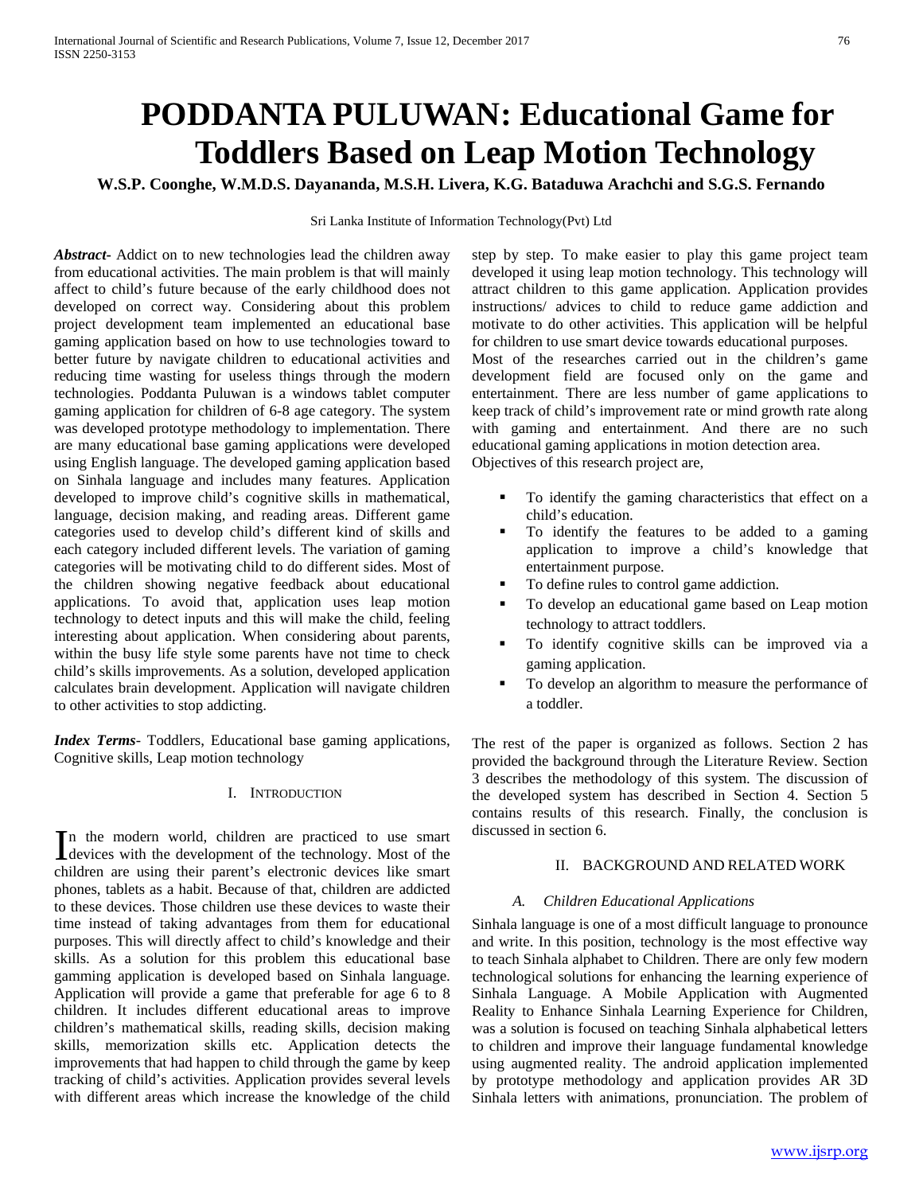# PODDANTA PULUWAN: Educational Game for Toddlers Based on Leap Motion Technology

**W.S.P. Coonghe, W.M.D.S. Dayananda, M.S.H. Livera, K.G. Bataduwa Arachchi and S.G.S. Fernando**

Sri Lanka Institute of Information Technology(Pvt) Ltd

***Abstract-*** Addict on to new technologies lead the children away from educational activities. The main problem is that will mainly affect to child's future because of the early childhood does not developed on correct way. Considering about this problem project development team implemented an educational base gaming application based on how to use technologies toward to better future by navigate children to educational activities and reducing time wasting for useless things through the modern technologies. Poddanta Puluwan is a windows tablet computer gaming application for children of 6-8 age category. The system was developed prototype methodology to implementation. There are many educational base gaming applications were developed using English language. The developed gaming application based on Sinhala language and includes many features. Application developed to improve child's cognitive skills in mathematical, language, decision making, and reading areas. Different game categories used to develop child's different kind of skills and each category included different levels. The variation of gaming categories will be motivating child to do different sides. Most of the children showing negative feedback about educational applications. To avoid that, application uses leap motion technology to detect inputs and this will make the child, feeling interesting about application. When considering about parents, within the busy life style some parents have not time to check child's skills improvements. As a solution, developed application calculates brain development. Application will navigate children to other activities to stop addicting.

***Index Terms*-** Toddlers, Educational base gaming applications, Cognitive skills, Leap motion technology

## I. Introduction

In the modern world, children are practiced to use smart devices with the development of the technology. Most of the children are using their parent's electronic devices like smart phones, tablets as a habit. Because of that, children are addicted to these devices. Those children use these devices to waste their time instead of taking advantages from them for educational purposes. This will directly affect to child's knowledge and their skills. As a solution for this problem this educational base gamming application is developed based on Sinhala language. Application will provide a game that preferable for age 6 to 8 children. It includes different educational areas to improve children's mathematical skills, reading skills, decision making skills, memorization skills etc. Application detects the improvements that had happen to child through the game by keep tracking of child's activities. Application provides several levels with different areas which increase the knowledge of the child step by step. To make easier to play this game project team developed it using leap motion technology. This technology will attract children to this game application. Application provides instructions/ advices to child to reduce game addiction and motivate to do other activities. This application will be helpful for children to use smart device towards educational purposes.

Most of the researches carried out in the children's game development field are focused only on the game and entertainment. There are less number of game applications to keep track of child's improvement rate or mind growth rate along with gaming and entertainment. And there are no such educational gaming applications in motion detection area.

Objectives of this research project are,

- To identify the gaming characteristics that effect on a child's education.
- To identify the features to be added to a gaming application to improve a child's knowledge that entertainment purpose.
- To define rules to control game addiction.
- To develop an educational game based on Leap motion technology to attract toddlers.
- To identify cognitive skills can be improved via a gaming application.
- To develop an algorithm to measure the performance of a toddler.

The rest of the paper is organized as follows. Section 2 has provided the background through the Literature Review. Section 3 describes the methodology of this system. The discussion of the developed system has described in Section 4. Section 5 contains results of this research. Finally, the conclusion is discussed in section 6.

## II. Background and Related Work

### *A. Children Educational Applications*

Sinhala language is one of a most difficult language to pronounce and write. In this position, technology is the most effective way to teach Sinhala alphabet to Children. There are only few modern technological solutions for enhancing the learning experience of Sinhala Language. A Mobile Application with Augmented Reality to Enhance Sinhala Learning Experience for Children, was a solution is focused on teaching Sinhala alphabetical letters to children and improve their language fundamental knowledge using augmented reality. The android application implemented by prototype methodology and application provides AR 3D Sinhala letters with animations, pronunciation. The problem of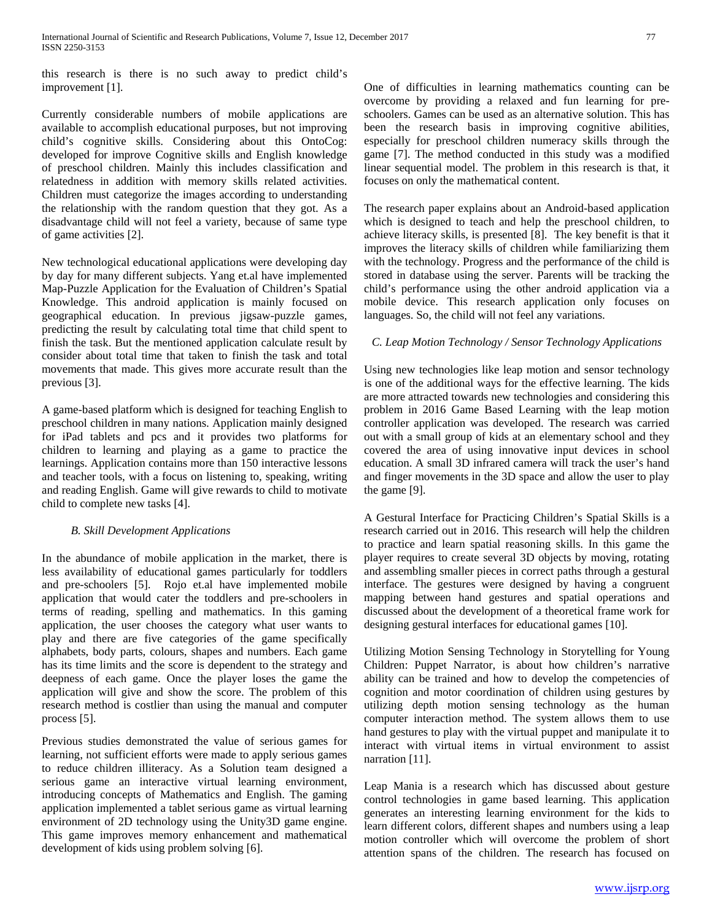this research is there is no such away to predict child's improvement [1].

Currently considerable numbers of mobile applications are available to accomplish educational purposes, but not improving child's cognitive skills. Considering about this OntoCog: developed for improve Cognitive skills and English knowledge of preschool children. Mainly this includes classification and relatedness in addition with memory skills related activities. Children must categorize the images according to understanding the relationship with the random question that they got. As a disadvantage child will not feel a variety, because of same type of game activities [2].

New technological educational applications were developing day by day for many different subjects. Yang et.al have implemented Map-Puzzle Application for the Evaluation of Children's Spatial Knowledge. This android application is mainly focused on geographical education. In previous jigsaw-puzzle games, predicting the result by calculating total time that child spent to finish the task. But the mentioned application calculate result by consider about total time that taken to finish the task and total movements that made. This gives more accurate result than the previous [3].

A game-based platform which is designed for teaching English to preschool children in many nations. Application mainly designed for iPad tablets and pcs and it provides two platforms for children to learning and playing as a game to practice the learnings. Application contains more than 150 interactive lessons and teacher tools, with a focus on listening to, speaking, writing and reading English. Game will give rewards to child to motivate child to complete new tasks [4].

### *B. Skill Development Applications*

In the abundance of mobile application in the market, there is less availability of educational games particularly for toddlers and pre-schoolers [5]. Rojo et.al have implemented mobile application that would cater the toddlers and pre-schoolers in terms of reading, spelling and mathematics. In this gaming application, the user chooses the category what user wants to play and there are five categories of the game specifically alphabets, body parts, colours, shapes and numbers. Each game has its time limits and the score is dependent to the strategy and deepness of each game. Once the player loses the game the application will give and show the score. The problem of this research method is costlier than using the manual and computer process [5].

Previous studies demonstrated the value of serious games for learning, not sufficient efforts were made to apply serious games to reduce children illiteracy. As a Solution team designed a serious game an interactive virtual learning environment, introducing concepts of Mathematics and English. The gaming application implemented a tablet serious game as virtual learning environment of 2D technology using the Unity3D game engine. This game improves memory enhancement and mathematical development of kids using problem solving [6].

One of difficulties in learning mathematics counting can be overcome by providing a relaxed and fun learning for pre-schoolers. Games can be used as an alternative solution. This has been the research basis in improving cognitive abilities, especially for preschool children numeracy skills through the game [7]. The method conducted in this study was a modified linear sequential model. The problem in this research is that, it focuses on only the mathematical content.

The research paper explains about an Android-based application which is designed to teach and help the preschool children, to achieve literacy skills, is presented [8]. The key benefit is that it improves the literacy skills of children while familiarizing them with the technology. Progress and the performance of the child is stored in database using the server. Parents will be tracking the child's performance using the other android application via a mobile device. This research application only focuses on languages. So, the child will not feel any variations.

### *C. Leap Motion Technology / Sensor Technology Applications*

Using new technologies like leap motion and sensor technology is one of the additional ways for the effective learning. The kids are more attracted towards new technologies and considering this problem in 2016 Game Based Learning with the leap motion controller application was developed. The research was carried out with a small group of kids at an elementary school and they covered the area of using innovative input devices in school education. A small 3D infrared camera will track the user's hand and finger movements in the 3D space and allow the user to play the game [9].

A Gestural Interface for Practicing Children's Spatial Skills is a research carried out in 2016. This research will help the children to practice and learn spatial reasoning skills. In this game the player requires to create several 3D objects by moving, rotating and assembling smaller pieces in correct paths through a gestural interface. The gestures were designed by having a congruent mapping between hand gestures and spatial operations and discussed about the development of a theoretical frame work for designing gestural interfaces for educational games [10].

Utilizing Motion Sensing Technology in Storytelling for Young Children: Puppet Narrator, is about how children's narrative ability can be trained and how to develop the competencies of cognition and motor coordination of children using gestures by utilizing depth motion sensing technology as the human computer interaction method. The system allows them to use hand gestures to play with the virtual puppet and manipulate it to interact with virtual items in virtual environment to assist narration [11].

Leap Mania is a research which has discussed about gesture control technologies in game based learning. This application generates an interesting learning environment for the kids to learn different colors, different shapes and numbers using a leap motion controller which will overcome the problem of short attention spans of the children. The research has focused on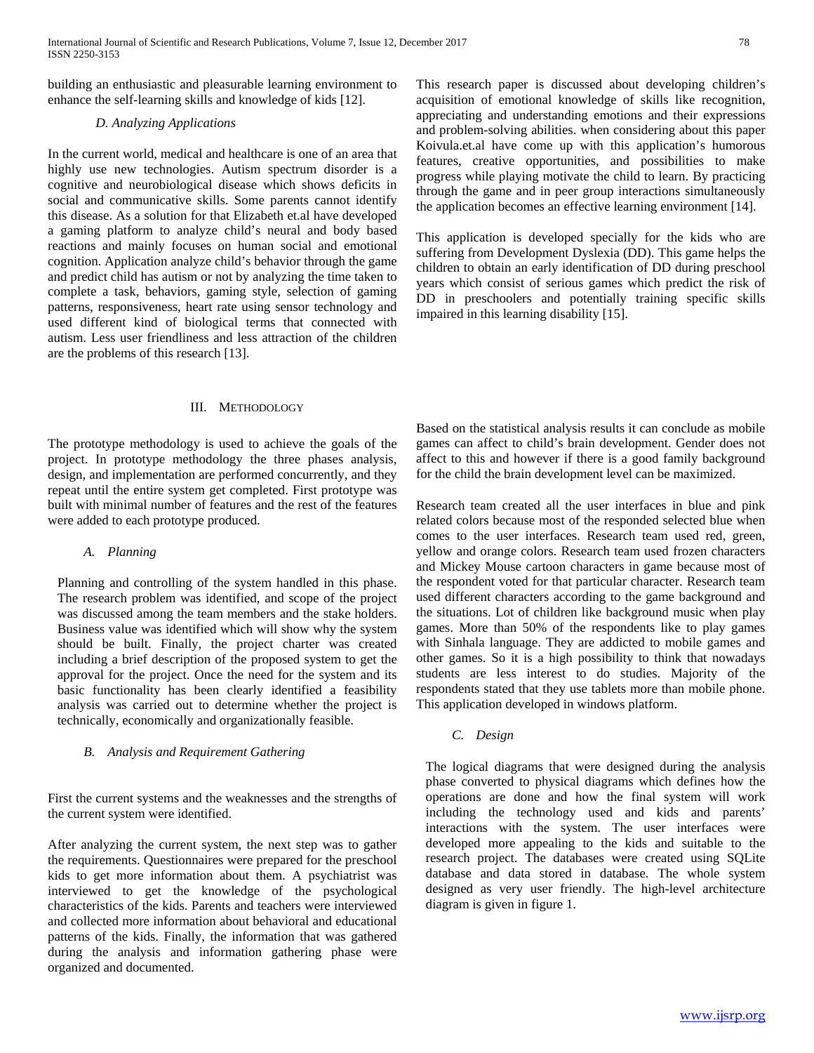building an enthusiastic and pleasurable learning environment to enhance the self-learning skills and knowledge of kids [12].

#### *D. Analyzing Applications*

In the current world, medical and healthcare is one of an area that highly use new technologies. Autism spectrum disorder is a cognitive and neurobiological disease which shows deficits in social and communicative skills. Some parents cannot identify this disease. As a solution for that Elizabeth et.al have developed a gaming platform to analyze child's neural and body based reactions and mainly focuses on human social and emotional cognition. Application analyze child's behavior through the game and predict child has autism or not by analyzing the time taken to complete a task, behaviors, gaming style, selection of gaming patterns, responsiveness, heart rate using sensor technology and used different kind of biological terms that connected with autism. Less user friendliness and less attraction of the children are the problems of this research [13].

This research paper is discussed about developing children's acquisition of emotional knowledge of skills like recognition, appreciating and understanding emotions and their expressions and problem-solving abilities. when considering about this paper Koivula.et.al have come up with this application's humorous features, creative opportunities, and possibilities to make progress while playing motivate the child to learn. By practicing through the game and in peer group interactions simultaneously the application becomes an effective learning environment [14].

This application is developed specially for the kids who are suffering from Development Dyslexia (DD). This game helps the children to obtain an early identification of DD during preschool years which consist of serious games which predict the risk of DD in preschoolers and potentially training specific skills impaired in this learning disability [15].

## III. Methodology

The prototype methodology is used to achieve the goals of the project. In prototype methodology the three phases analysis, design, and implementation are performed concurrently, and they repeat until the entire system get completed. First prototype was built with minimal number of features and the rest of the features were added to each prototype produced.

### *A. Planning*

Planning and controlling of the system handled in this phase. The research problem was identified, and scope of the project was discussed among the team members and the stake holders. Business value was identified which will show why the system should be built. Finally, the project charter was created including a brief description of the proposed system to get the approval for the project. Once the need for the system and its basic functionality has been clearly identified a feasibility analysis was carried out to determine whether the project is technically, economically and organizationally feasible.

### *B. Analysis and Requirement Gathering*

First the current systems and the weaknesses and the strengths of the current system were identified.

After analyzing the current system, the next step was to gather the requirements. Questionnaires were prepared for the preschool kids to get more information about them. A psychiatrist was interviewed to get the knowledge of the psychological characteristics of the kids. Parents and teachers were interviewed and collected more information about behavioral and educational patterns of the kids. Finally, the information that was gathered during the analysis and information gathering phase were organized and documented.

Based on the statistical analysis results it can conclude as mobile games can affect to child's brain development. Gender does not affect to this and however if there is a good family background for the child the brain development level can be maximized.

Research team created all the user interfaces in blue and pink related colors because most of the responded selected blue when comes to the user interfaces. Research team used red, green, yellow and orange colors. Research team used frozen characters and Mickey Mouse cartoon characters in game because most of the respondent voted for that particular character. Research team used different characters according to the game background and the situations. Lot of children like background music when play games. More than 50% of the respondents like to play games with Sinhala language. They are addicted to mobile games and other games. So it is a high possibility to think that nowadays students are less interest to do studies. Majority of the respondents stated that they use tablets more than mobile phone. This application developed in windows platform.

### *C. Design*

The logical diagrams that were designed during the analysis phase converted to physical diagrams which defines how the operations are done and how the final system will work including the technology used and kids and parents' interactions with the system. The user interfaces were developed more appealing to the kids and suitable to the research project. The databases were created using SQLite database and data stored in database. The whole system designed as very user friendly. The high-level architecture diagram is given in figure 1.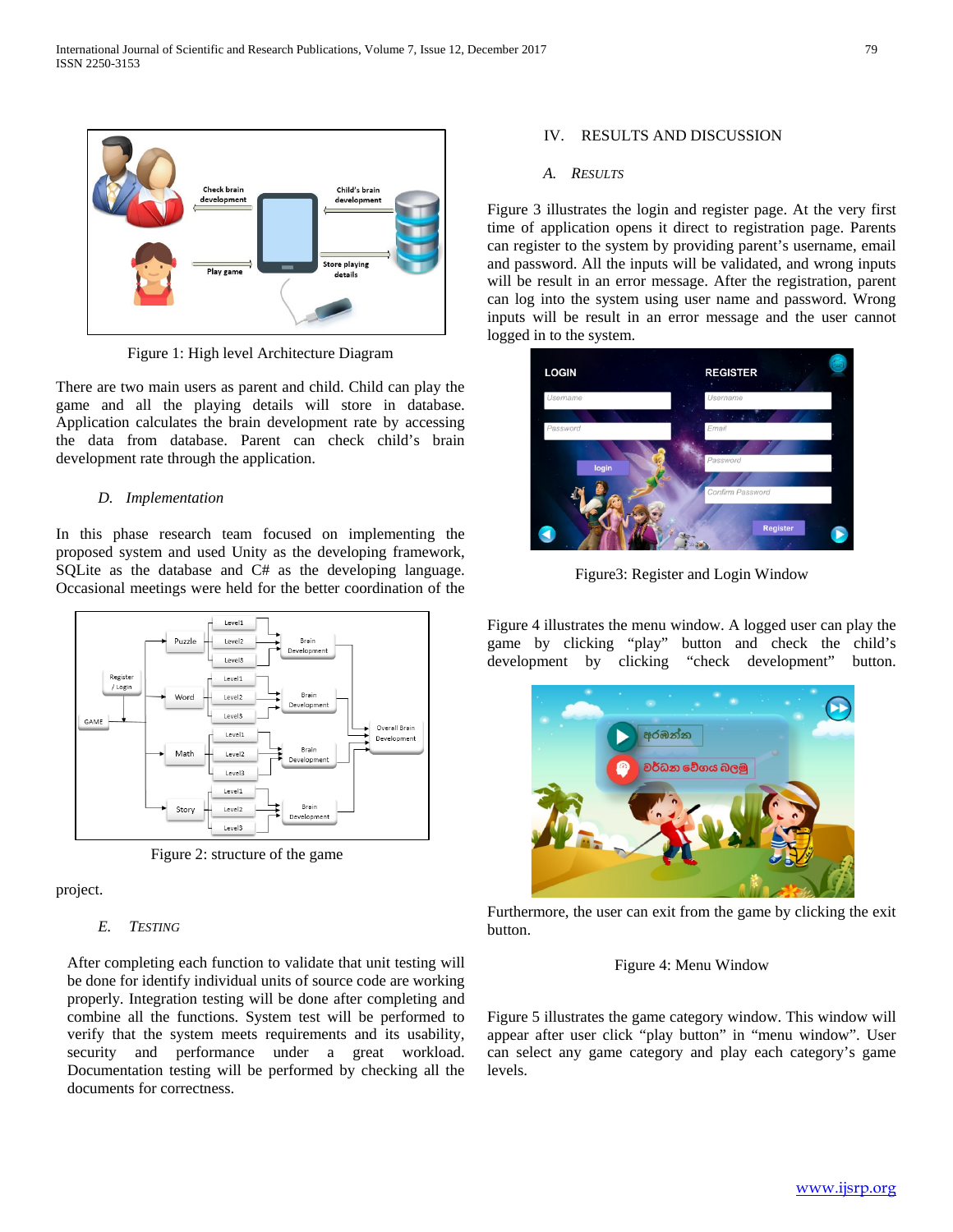Figure 1: High level Architecture Diagram

There are two main users as parent and child. Child can play the game and all the playing details will store in database. Application calculates the brain development rate by accessing the data from database. Parent can check child's brain development rate through the application.

### D. Implementation

In this phase research team focused on implementing the proposed system and used Unity as the developing framework, SQLite as the database and C# as the developing language. Occasional meetings were held for the better coordination of the project.

Figure 2: structure of the game

### E. Testing

After completing each function to validate that unit testing will be done for identify individual units of source code are working properly. Integration testing will be done after completing and combine all the functions. System test will be performed to verify that the system meets requirements and its usability, security and performance under a great workload. Documentation testing will be performed by checking all the documents for correctness.

## IV. RESULTS AND DISCUSSION

### A. Results

Figure 3 illustrates the login and register page. At the very first time of application opens it direct to registration page. Parents can register to the system by providing parent's username, email and password. All the inputs will be validated, and wrong inputs will be result in an error message. After the registration, parent can log into the system using user name and password. Wrong inputs will be result in an error message and the user cannot logged in to the system.

Figure3: Register and Login Window

Figure 4 illustrates the menu window. A logged user can play the game by clicking "play" button and check the child's development by clicking "check development" button.

Furthermore, the user can exit from the game by clicking the exit button.

Figure 4: Menu Window

Figure 5 illustrates the game category window. This window will appear after user click "play button" in "menu window". User can select any game category and play each category's game levels.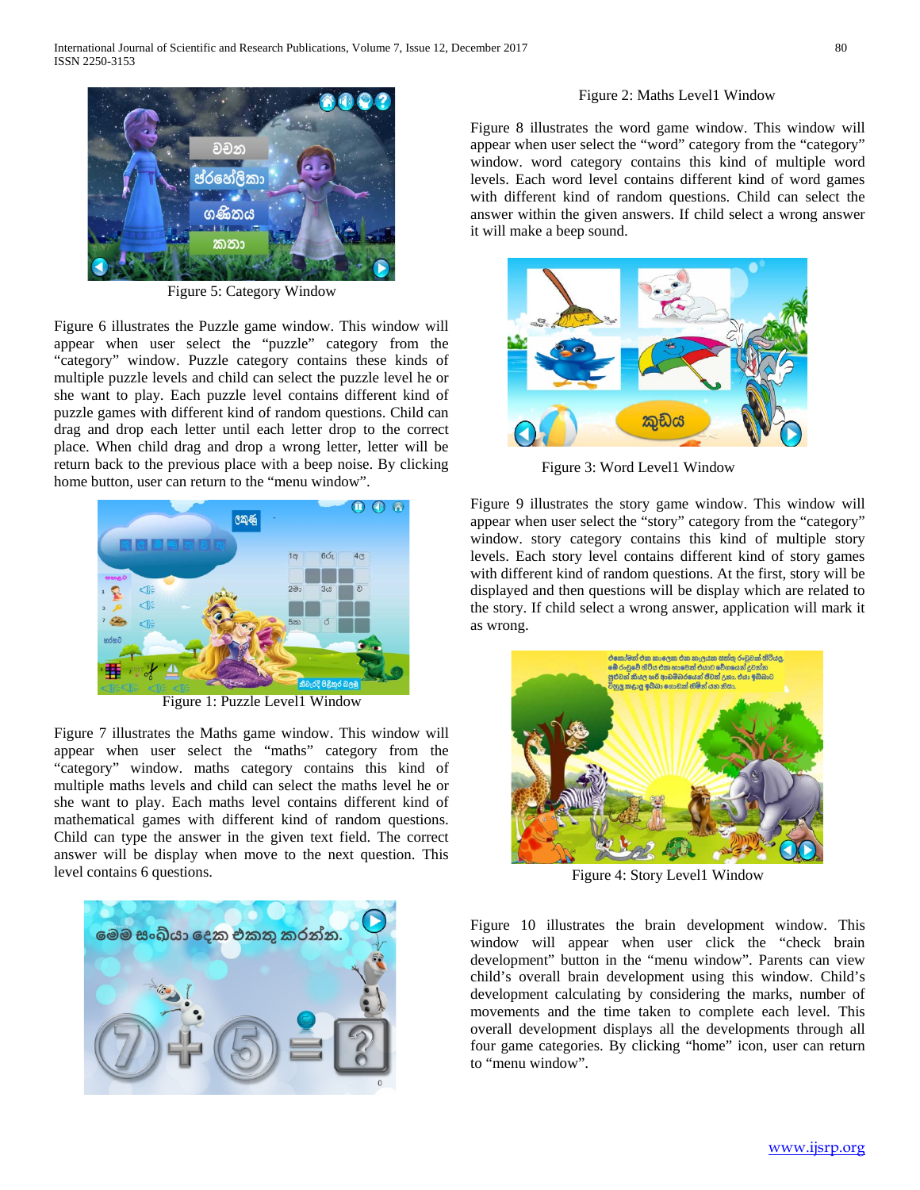Figure 5: Category Window

Figure 6 illustrates the Puzzle game window. This window will appear when user select the "puzzle" category from the "category" window. Puzzle category contains these kinds of multiple puzzle levels and child can select the puzzle level he or she want to play. Each puzzle level contains different kind of puzzle games with different kind of random questions. Child can drag and drop each letter until each letter drop to the correct place. When child drag and drop a wrong letter, letter will be return back to the previous place with a beep noise. By clicking home button, user can return to the "menu window".

Figure 1: Puzzle Level1 Window

Figure 7 illustrates the Maths game window. This window will appear when user select the "maths" category from the "category" window. maths category contains this kind of multiple maths levels and child can select the maths level he or she want to play. Each maths level contains different kind of mathematical games with different kind of random questions. Child can type the answer in the given text field. The correct answer will be display when move to the next question. This level contains 6 questions.

Figure 2: Maths Level1 Window

Figure 8 illustrates the word game window. This window will appear when user select the "word" category from the "category" window. word category contains this kind of multiple word levels. Each word level contains different kind of word games with different kind of random questions. Child can select the answer within the given answers. If child select a wrong answer it will make a beep sound.

Figure 3: Word Level1 Window

Figure 9 illustrates the story game window. This window will appear when user select the "story" category from the "category" window. story category contains this kind of multiple story levels. Each story level contains different kind of story games with different kind of random questions. At the first, story will be displayed and then questions will be display which are related to the story. If child select a wrong answer, application will mark it as wrong.

Figure 4: Story Level1 Window

Figure 10 illustrates the brain development window. This window will appear when user click the "check brain development" button in the "menu window". Parents can view child's overall brain development using this window. Child's development calculating by considering the marks, number of movements and the time taken to complete each level. This overall development displays all the developments through all four game categories. By clicking "home" icon, user can return to "menu window".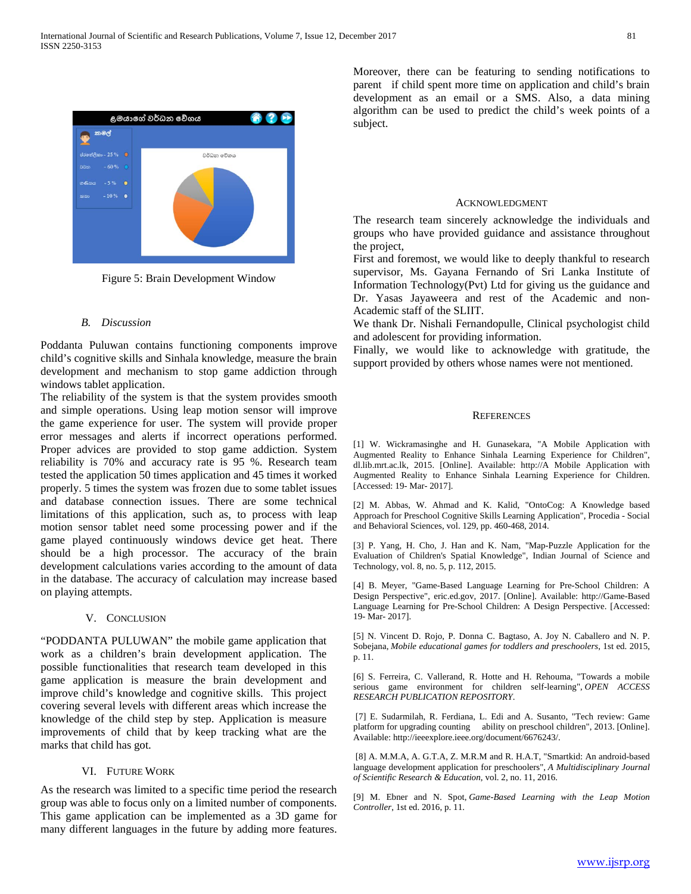Figure 5: Brain Development Window

### B. Discussion

Poddanta Puluwan contains functioning components improve child's cognitive skills and Sinhala knowledge, measure the brain development and mechanism to stop game addiction through windows tablet application.

The reliability of the system is that the system provides smooth and simple operations. Using leap motion sensor will improve the game experience for user. The system will provide proper error messages and alerts if incorrect operations performed. Proper advices are provided to stop game addiction. System reliability is 70% and accuracy rate is 95 %. Research team tested the application 50 times application and 45 times it worked properly. 5 times the system was frozen due to some tablet issues and database connection issues. There are some technical limitations of this application, such as, to process with leap motion sensor tablet need some processing power and if the game played continuously windows device get heat. There should be a high processor. The accuracy of the brain development calculations varies according to the amount of data in the database. The accuracy of calculation may increase based on playing attempts.

## V. Conclusion

"PODDANTA PULUWAN" the mobile game application that work as a children's brain development application. The possible functionalities that research team developed in this game application is measure the brain development and improve child's knowledge and cognitive skills. This project covering several levels with different areas which increase the knowledge of the child step by step. Application is measure improvements of child that by keep tracking what are the marks that child has got.

## VI. Future Work

As the research was limited to a specific time period the research group was able to focus only on a limited number of components. This game application can be implemented as a 3D game for many different languages in the future by adding more features. Moreover, there can be featuring to sending notifications to parent if child spent more time on application and child's brain development as an email or a SMS. Also, a data mining algorithm can be used to predict the child's week points of a subject.

## Acknowledgment

The research team sincerely acknowledge the individuals and groups who have provided guidance and assistance throughout the project,

First and foremost, we would like to deeply thankful to research supervisor, Ms. Gayana Fernando of Sri Lanka Institute of Information Technology(Pvt) Ltd for giving us the guidance and Dr. Yasas Jayaweera and rest of the Academic and non-Academic staff of the SLIIT.

We thank Dr. Nishali Fernandopulle, Clinical psychologist child and adolescent for providing information.

Finally, we would like to acknowledge with gratitude, the support provided by others whose names were not mentioned.

## References

[1] W. Wickramasinghe and H. Gunasekara, "A Mobile Application with Augmented Reality to Enhance Sinhala Learning Experience for Children", dl.lib.mrt.ac.lk, 2015. [Online]. Available: http://A Mobile Application with Augmented Reality to Enhance Sinhala Learning Experience for Children. [Accessed: 19- Mar- 2017].

[2] M. Abbas, W. Ahmad and K. Kalid, "OntoCog: A Knowledge based Approach for Preschool Cognitive Skills Learning Application", Procedia - Social and Behavioral Sciences, vol. 129, pp. 460-468, 2014.

[3] P. Yang, H. Cho, J. Han and K. Nam, "Map-Puzzle Application for the Evaluation of Children's Spatial Knowledge", Indian Journal of Science and Technology, vol. 8, no. 5, p. 112, 2015.

[4] B. Meyer, "Game-Based Language Learning for Pre-School Children: A Design Perspective", eric.ed.gov, 2017. [Online]. Available: http://Game-Based Language Learning for Pre-School Children: A Design Perspective. [Accessed: 19- Mar- 2017].

[5] N. Vincent D. Rojo, P. Donna C. Bagtaso, A. Joy N. Caballero and N. P. Sobejana, *Mobile educational games for toddlers and preschoolers*, 1st ed. 2015, p. 11.

[6] S. Ferreira, C. Vallerand, R. Hotte and H. Rehouma, "Towards a mobile serious game environment for children self-learning", *OPEN ACCESS RESEARCH PUBLICATION REPOSITORY*.

[7] E. Sudarmilah, R. Ferdiana, L. Edi and A. Susanto, "Tech review: Game platform for upgrading counting ability on preschool children", 2013. [Online]. Available: http://ieeexplore.ieee.org/document/6676243/.

[8] A. M.M.A, A. G.T.A, Z. M.R.M and R. H.A.T, "Smartkid: An android-based language development application for preschoolers", *A Multidisciplinary Journal of Scientific Research & Education*, vol. 2, no. 11, 2016.

[9] M. Ebner and N. Spot, *Game-Based Learning with the Leap Motion Controller*, 1st ed. 2016, p. 11.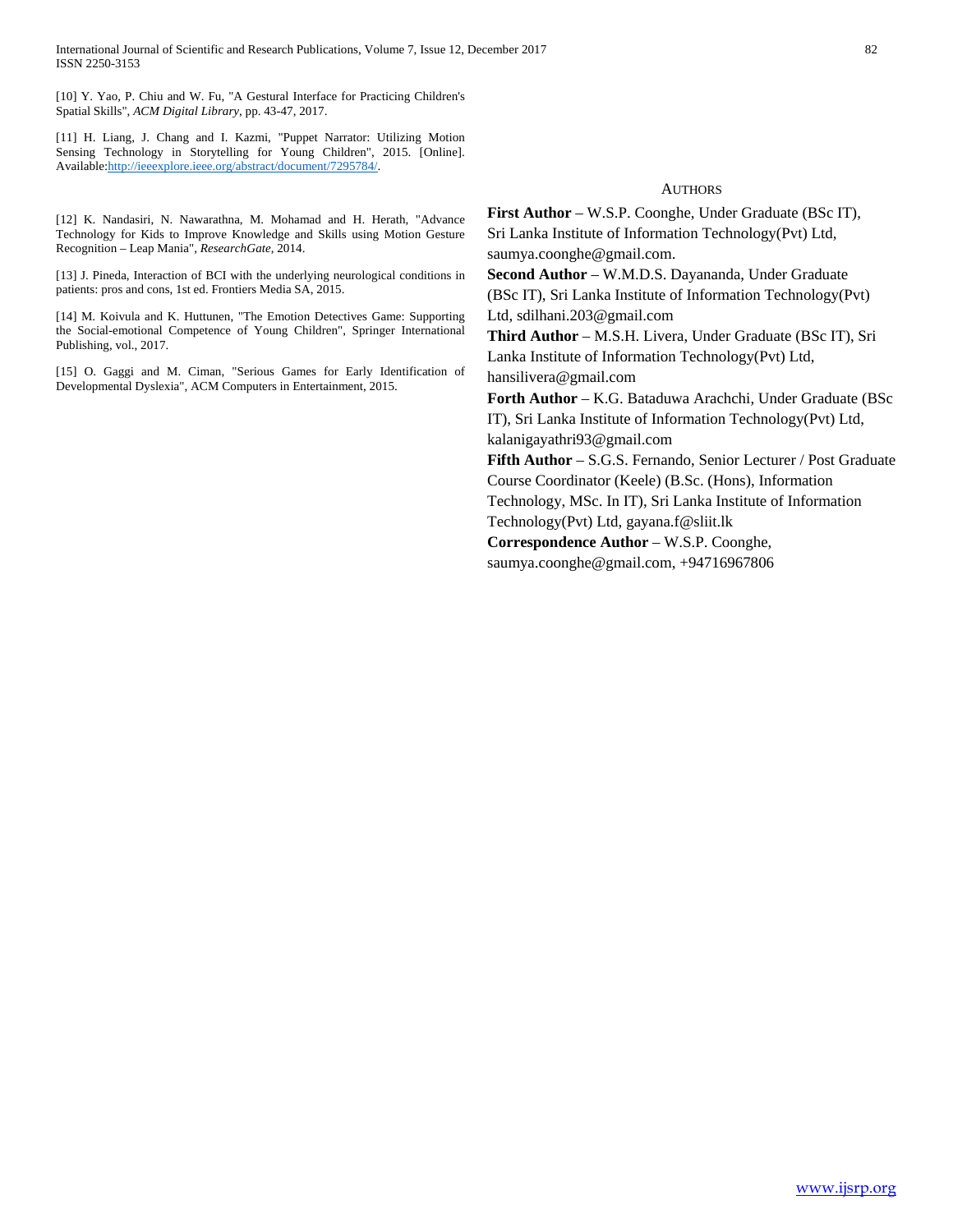[10] Y. Yao, P. Chiu and W. Fu, "A Gestural Interface for Practicing Children's Spatial Skills", *ACM Digital Library*, pp. 43-47, 2017.

[11] H. Liang, J. Chang and I. Kazmi, "Puppet Narrator: Utilizing Motion Sensing Technology in Storytelling for Young Children", 2015. [Online]. Available:http://ieeexplore.ieee.org/abstract/document/7295784/.

[12] K. Nandasiri, N. Nawarathna, M. Mohamad and H. Herath, "Advance Technology for Kids to Improve Knowledge and Skills using Motion Gesture Recognition – Leap Mania", *ResearchGate*, 2014.

[13] J. Pineda, Interaction of BCI with the underlying neurological conditions in patients: pros and cons, 1st ed. Frontiers Media SA, 2015.

[14] M. Koivula and K. Huttunen, "The Emotion Detectives Game: Supporting the Social-emotional Competence of Young Children", Springer International Publishing, vol., 2017.

[15] O. Gaggi and M. Ciman, "Serious Games for Early Identification of Developmental Dyslexia", ACM Computers in Entertainment, 2015.

## AUTHORS

**First Author** – W.S.P. Coonghe, Under Graduate (BSc IT), Sri Lanka Institute of Information Technology(Pvt) Ltd, saumya.coonghe@gmail.com.

**Second Author** – W.M.D.S. Dayananda, Under Graduate (BSc IT), Sri Lanka Institute of Information Technology(Pvt) Ltd, sdilhani.203@gmail.com

**Third Author** – M.S.H. Livera, Under Graduate (BSc IT), Sri Lanka Institute of Information Technology(Pvt) Ltd, hansilivera@gmail.com

**Forth Author** – K.G. Bataduwa Arachchi, Under Graduate (BSc IT), Sri Lanka Institute of Information Technology(Pvt) Ltd, kalanigayathri93@gmail.com

**Fifth Author** – S.G.S. Fernando, Senior Lecturer / Post Graduate Course Coordinator (Keele) (B.Sc. (Hons), Information Technology, MSc. In IT), Sri Lanka Institute of Information Technology(Pvt) Ltd, gayana.f@sliit.lk

**Correspondence Author** – W.S.P. Coonghe, saumya.coonghe@gmail.com, +94716967806